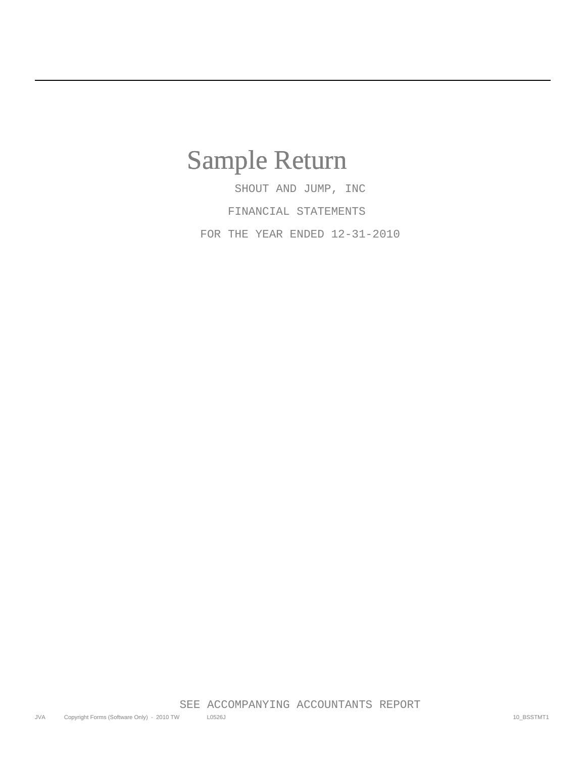# Sample Return

SHOUT AND JUMP, INC

FINANCIAL STATEMENTS

FOR THE YEAR ENDED 12-31-2010

SEE ACCOMPANYING ACCOUNTANTS REPORT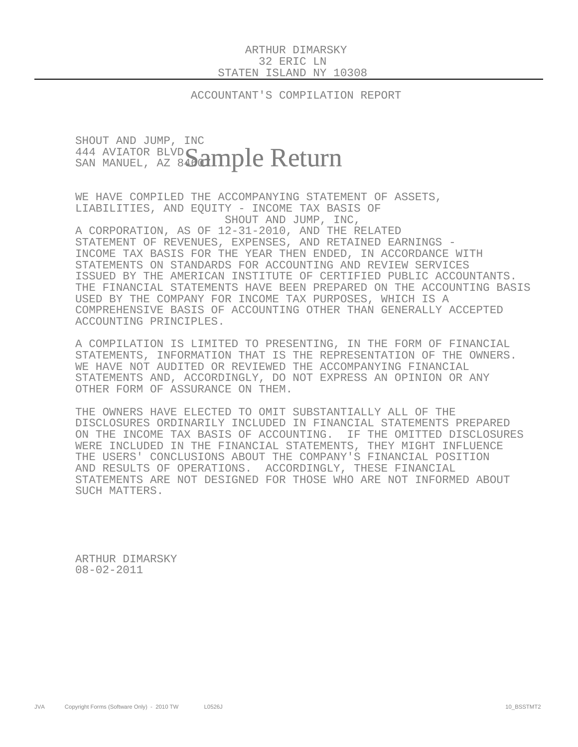ARTHUR DIMARSKY
32 ERIC LN
STATEN ISLAND NY 10308

## ACCOUNTANT'S COMPILATION REPORT

SHOUT AND JUMP, INC
444 AVIATOR BLVD
SAN MANUEL, AZ 84601

Sample Return

WE HAVE COMPILED THE ACCOMPANYING STATEMENT OF ASSETS, LIABILITIES, AND EQUITY - INCOME TAX BASIS OF SHOUT AND JUMP, INC, A CORPORATION, AS OF 12-31-2010, AND THE RELATED STATEMENT OF REVENUES, EXPENSES, AND RETAINED EARNINGS - INCOME TAX BASIS FOR THE YEAR THEN ENDED, IN ACCORDANCE WITH STATEMENTS ON STANDARDS FOR ACCOUNTING AND REVIEW SERVICES ISSUED BY THE AMERICAN INSTITUTE OF CERTIFIED PUBLIC ACCOUNTANTS. THE FINANCIAL STATEMENTS HAVE BEEN PREPARED ON THE ACCOUNTING BASIS USED BY THE COMPANY FOR INCOME TAX PURPOSES, WHICH IS A COMPREHENSIVE BASIS OF ACCOUNTING OTHER THAN GENERALLY ACCEPTED ACCOUNTING PRINCIPLES.

A COMPILATION IS LIMITED TO PRESENTING, IN THE FORM OF FINANCIAL STATEMENTS, INFORMATION THAT IS THE REPRESENTATION OF THE OWNERS. WE HAVE NOT AUDITED OR REVIEWED THE ACCOMPANYING FINANCIAL STATEMENTS AND, ACCORDINGLY, DO NOT EXPRESS AN OPINION OR ANY OTHER FORM OF ASSURANCE ON THEM.

THE OWNERS HAVE ELECTED TO OMIT SUBSTANTIALLY ALL OF THE DISCLOSURES ORDINARILY INCLUDED IN FINANCIAL STATEMENTS PREPARED ON THE INCOME TAX BASIS OF ACCOUNTING. IF THE OMITTED DISCLOSURES WERE INCLUDED IN THE FINANCIAL STATEMENTS, THEY MIGHT INFLUENCE THE USERS' CONCLUSIONS ABOUT THE COMPANY'S FINANCIAL POSITION AND RESULTS OF OPERATIONS. ACCORDINGLY, THESE FINANCIAL STATEMENTS ARE NOT DESIGNED FOR THOSE WHO ARE NOT INFORMED ABOUT SUCH MATTERS.

ARTHUR DIMARSKY
08-02-2011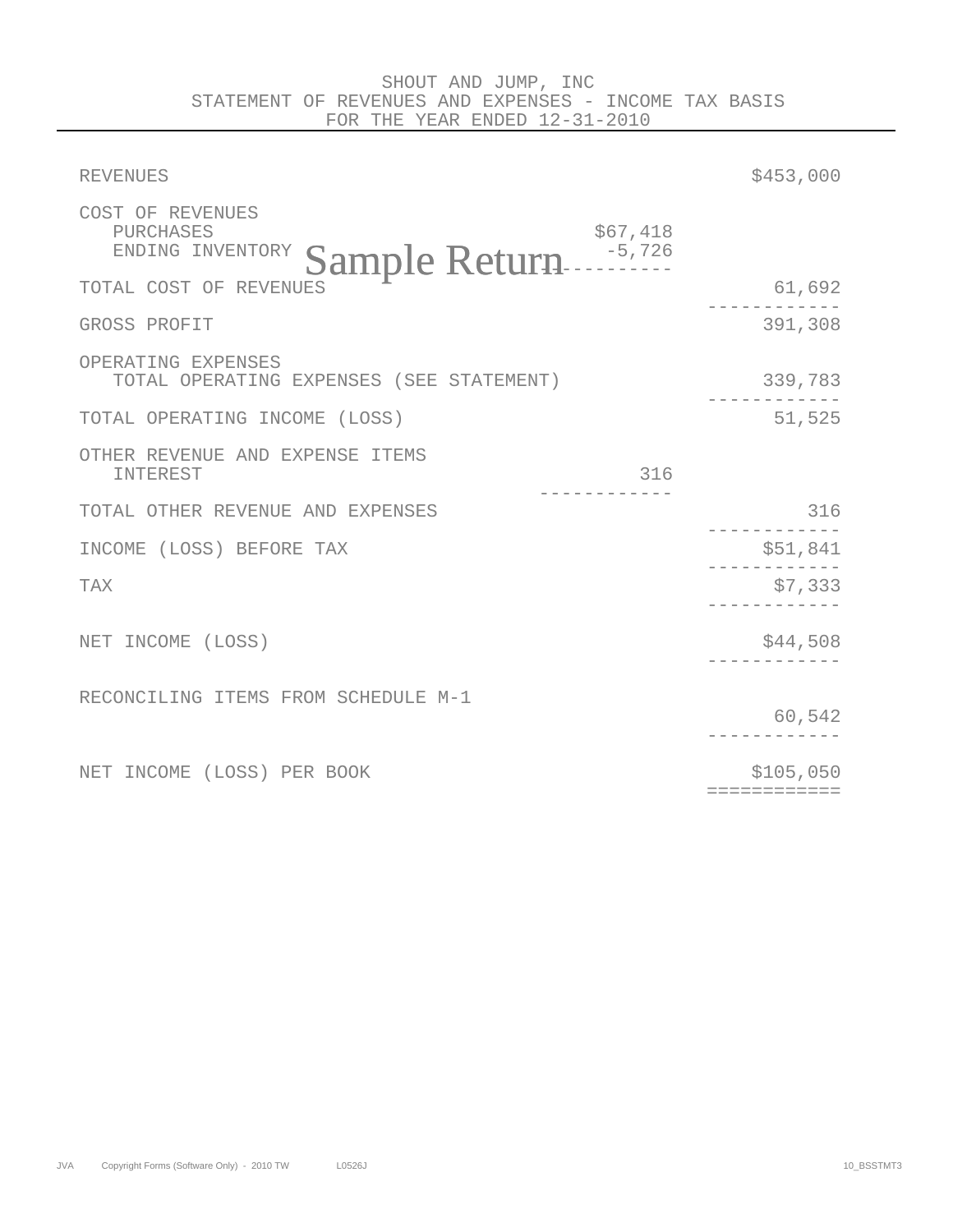# SHOUT AND JUMP, INC
## STATEMENT OF REVENUES AND EXPENSES - INCOME TAX BASIS
### FOR THE YEAR ENDED 12-31-2010

| | | |
|---|---|---|
| REVENUES | | $453,000 |
| COST OF REVENUES | | |
| PURCHASES | $67,418 | |
| ENDING INVENTORY | -5,726 | |
| TOTAL COST OF REVENUES | | 61,692 |
| GROSS PROFIT | | 391,308 |
| OPERATING EXPENSES | | |
| TOTAL OPERATING EXPENSES (SEE STATEMENT) | | 339,783 |
| TOTAL OPERATING INCOME (LOSS) | | 51,525 |
| OTHER REVENUE AND EXPENSE ITEMS | | |
| INTEREST | 316 | |
| TOTAL OTHER REVENUE AND EXPENSES | | 316 |
| INCOME (LOSS) BEFORE TAX | | $51,841 |
| TAX | | $7,333 |
| NET INCOME (LOSS) | | $44,508 |
| RECONCILING ITEMS FROM SCHEDULE M-1 | | 60,542 |
| NET INCOME (LOSS) PER BOOK | | $105,050 |

Sample Return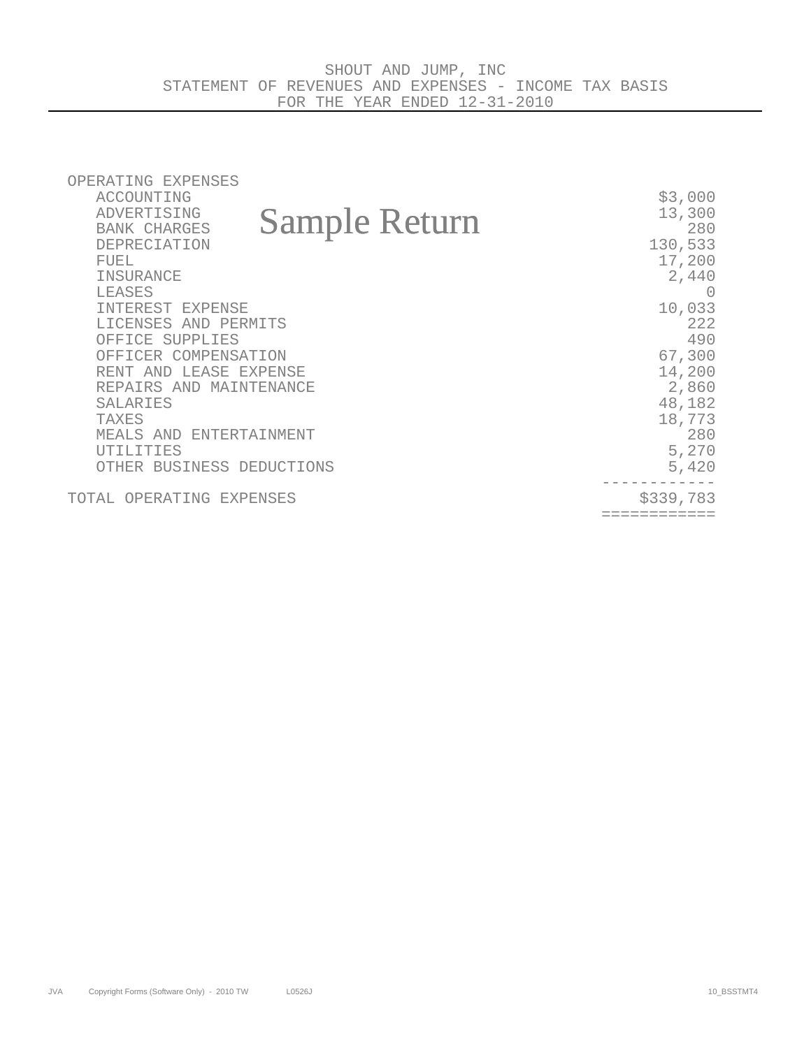SHOUT AND JUMP, INC
STATEMENT OF REVENUES AND EXPENSES - INCOME TAX BASIS
FOR THE YEAR ENDED 12-31-2010

Sample Return

| OPERATING EXPENSES | |
|---|---|
| ACCOUNTING | $3,000 |
| ADVERTISING | 13,300 |
| BANK CHARGES | 280 |
| DEPRECIATION | 130,533 |
| FUEL | 17,200 |
| INSURANCE | 2,440 |
| LEASES | 0 |
| INTEREST EXPENSE | 10,033 |
| LICENSES AND PERMITS | 222 |
| OFFICE SUPPLIES | 490 |
| OFFICER COMPENSATION | 67,300 |
| RENT AND LEASE EXPENSE | 14,200 |
| REPAIRS AND MAINTENANCE | 2,860 |
| SALARIES | 48,182 |
| TAXES | 18,773 |
| MEALS AND ENTERTAINMENT | 280 |
| UTILITIES | 5,270 |
| OTHER BUSINESS DEDUCTIONS | 5,420 |
| TOTAL OPERATING EXPENSES | $339,783 |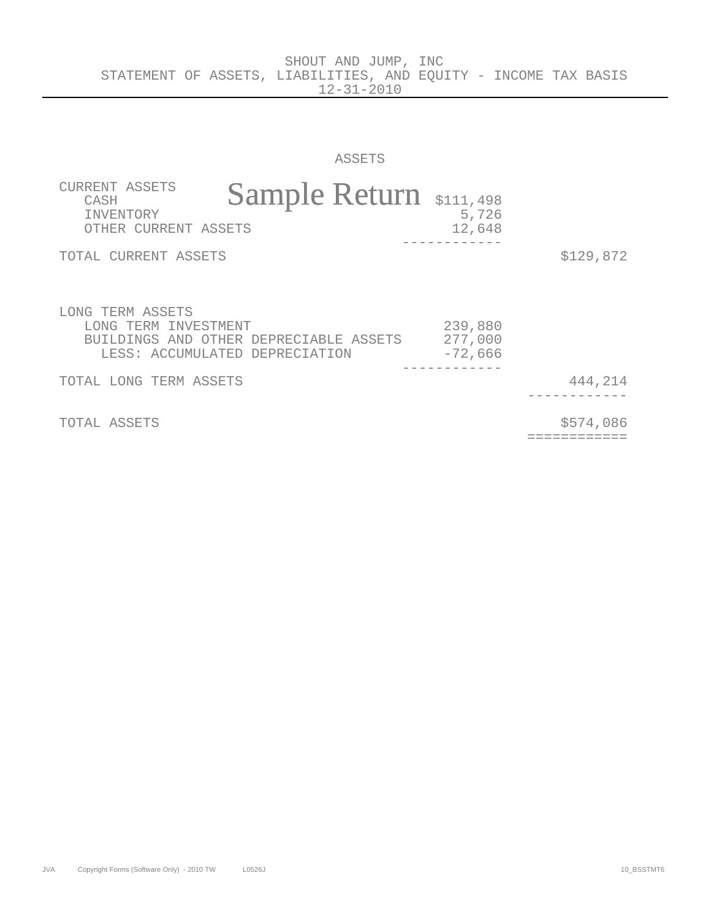# SHOUT AND JUMP, INC

## STATEMENT OF ASSETS, LIABILITIES, AND EQUITY - INCOME TAX BASIS

12-31-2010

### ASSETS

Sample Return

| | | |
|---|---|---|
| CURRENT ASSETS | | |
| CASH | $111,498 | |
| INVENTORY | 5,726 | |
| OTHER CURRENT ASSETS | 12,648 | |
| | ------------ | |
| TOTAL CURRENT ASSETS | | $129,872 |
| | | |
| LONG TERM ASSETS | | |
| LONG TERM INVESTMENT | 239,880 | |
| BUILDINGS AND OTHER DEPRECIABLE ASSETS | 277,000 | |
| LESS: ACCUMULATED DEPRECIATION | -72,666 | |
| | ------------ | |
| TOTAL LONG TERM ASSETS | | 444,214 |
| | | ------------ |
| TOTAL ASSETS | | $574,086 |
| | | ============ |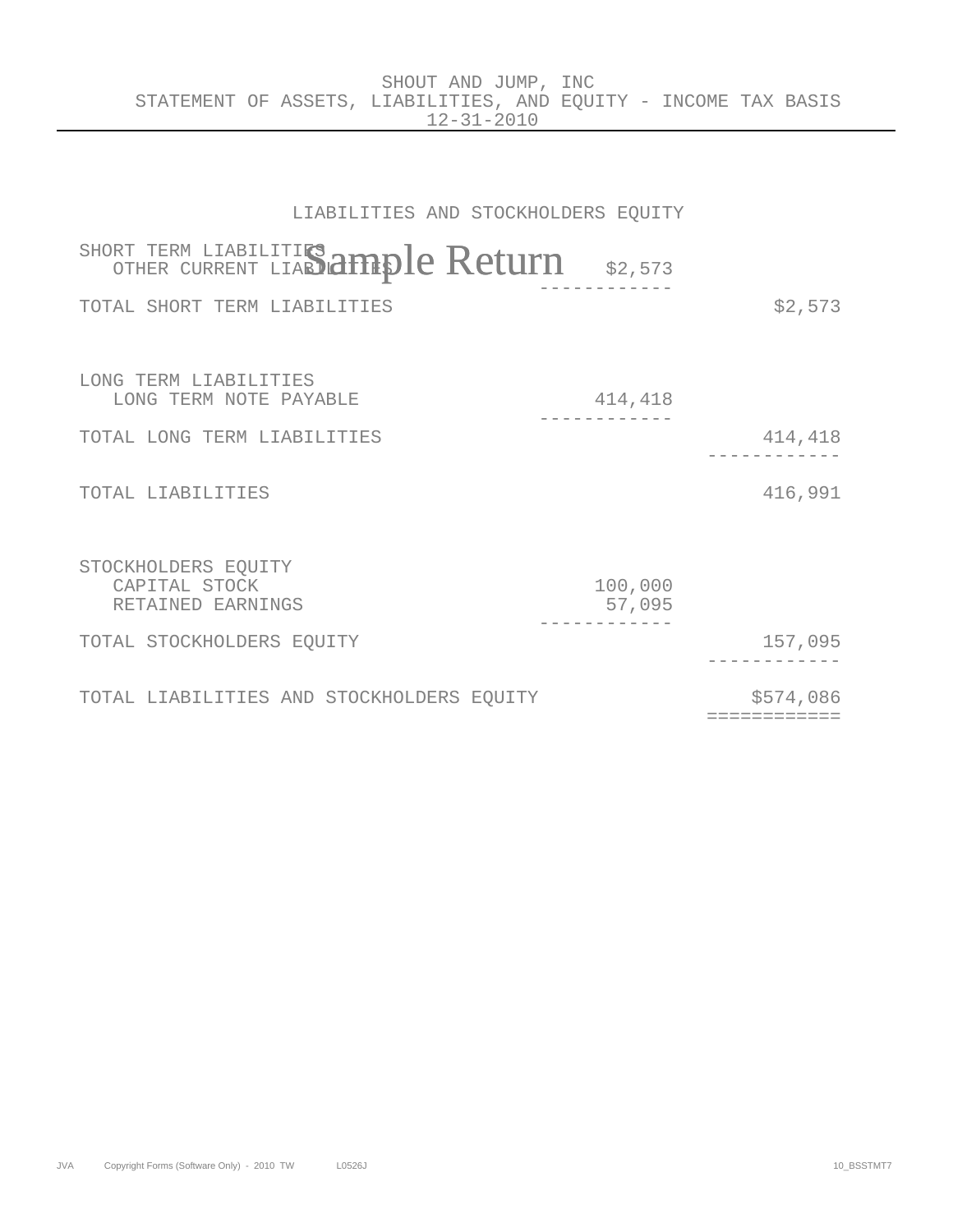# SHOUT AND JUMP, INC
## STATEMENT OF ASSETS, LIABILITIES, AND EQUITY - INCOME TAX BASIS
### 12-31-2010

Sample Return

### LIABILITIES AND STOCKHOLDERS EQUITY

| | | |
|---|---|---|
| SHORT TERM LIABILITIES | | |
| OTHER CURRENT LIABILITIES | $2,573 | |
| TOTAL SHORT TERM LIABILITIES | | $2,573 |
| LONG TERM LIABILITIES | | |
| LONG TERM NOTE PAYABLE | 414,418 | |
| TOTAL LONG TERM LIABILITIES | | 414,418 |
| TOTAL LIABILITIES | | 416,991 |
| STOCKHOLDERS EQUITY | | |
| CAPITAL STOCK | 100,000 | |
| RETAINED EARNINGS | 57,095 | |
| TOTAL STOCKHOLDERS EQUITY | | 157,095 |
| TOTAL LIABILITIES AND STOCKHOLDERS EQUITY | | $574,086 |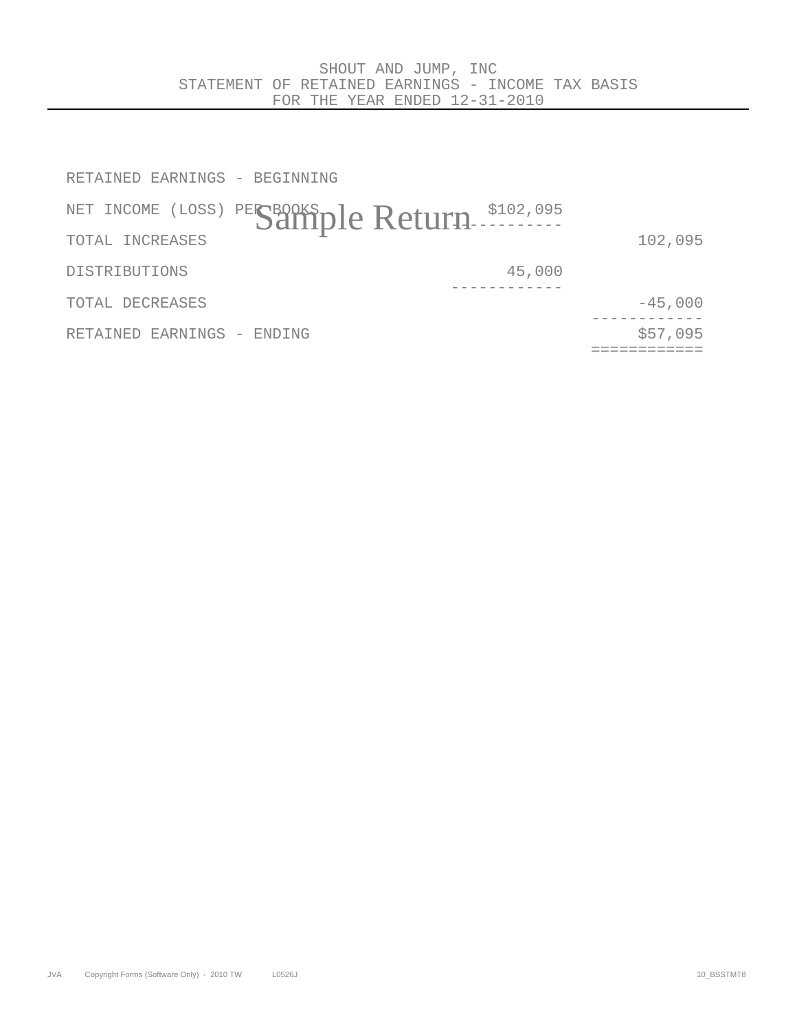# SHOUT AND JUMP, INC
## STATEMENT OF RETAINED EARNINGS - INCOME TAX BASIS
### FOR THE YEAR ENDED 12-31-2010

| | | |
|---|---|---|
| RETAINED EARNINGS - BEGINNING | | |
| NET INCOME (LOSS) PER BOOKS | $102,095 | |
| TOTAL INCREASES | | 102,095 |
| DISTRIBUTIONS | 45,000 | |
| TOTAL DECREASES | | -45,000 |
| RETAINED EARNINGS - ENDING | | $57,095 |

Sample Return